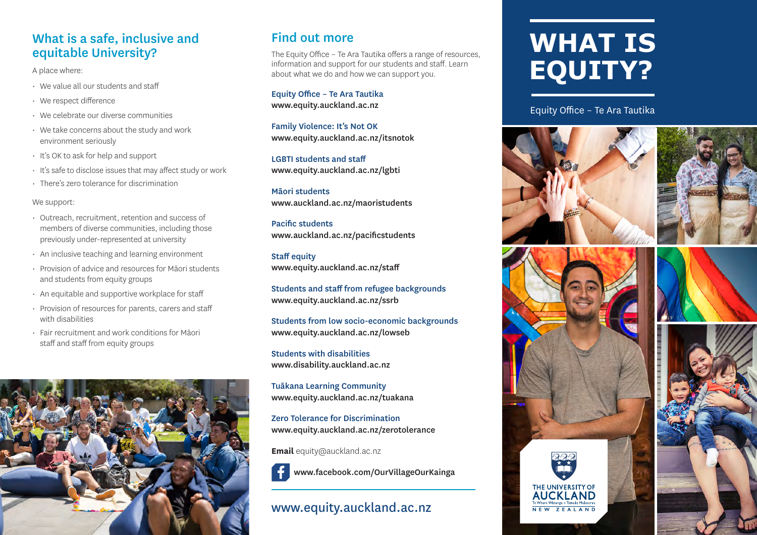## What is a safe, inclusive and equitable University?

A place where:

- We value all our students and staff
- We respect difference
- We celebrate our diverse communities
- We take concerns about the study and work environment seriously
- It's OK to ask for help and support
- It's safe to disclose issues that may affect study or work
- There's zero tolerance for discrimination

We support:

- Outreach, recruitment, retention and success of members of diverse communities, including those previously under-represented at university
- An inclusive teaching and learning environment
- Provision of advice and resources for Māori students and students from equity groups
- An equitable and supportive workplace for staff
- Provision of resources for parents, carers and staff with disabilities
- Fair recruitment and work conditions for Māori staff and staff from equity groups

## Find out more

The Equity Office – Te Ara Tautika offers a range of resources, information and support for our students and staff. Learn about what we do and how we can support you.

**Equity Office – Te Ara Tautika**
**www.equity.auckland.ac.nz**

**Family Violence: It's Not OK**
**www.equity.auckland.ac.nz/itsnotok**

**LGBTI students and staff**
**www.equity.auckland.ac.nz/lgbti**

**Māori students**
**www.auckland.ac.nz/maoristudents**

**Pacific students**
**www.auckland.ac.nz/pacificstudents**

**Staff equity**
**www.equity.auckland.ac.nz/staff**

**Students and staff from refugee backgrounds**
**www.equity.auckland.ac.nz/ssrb**

**Students from low socio-economic backgrounds**
**www.equity.auckland.ac.nz/lowseb**

**Students with disabilities**
**www.disability.auckland.ac.nz**

**Tuākana Learning Community**
**www.equity.auckland.ac.nz/tuakana**

**Zero Tolerance for Discrimination**
**www.equity.auckland.ac.nz/zerotolerance**

**Email** equity@auckland.ac.nz

**www.facebook.com/OurVillageOurKainga**

www.equity.auckland.ac.nz

# WHAT IS EQUITY?

Equity Office – Te Ara Tautika

THE UNIVERSITY OF AUCKLAND
Te Whare Wānanga o Tāmaki Makaurau
NEW ZEALAND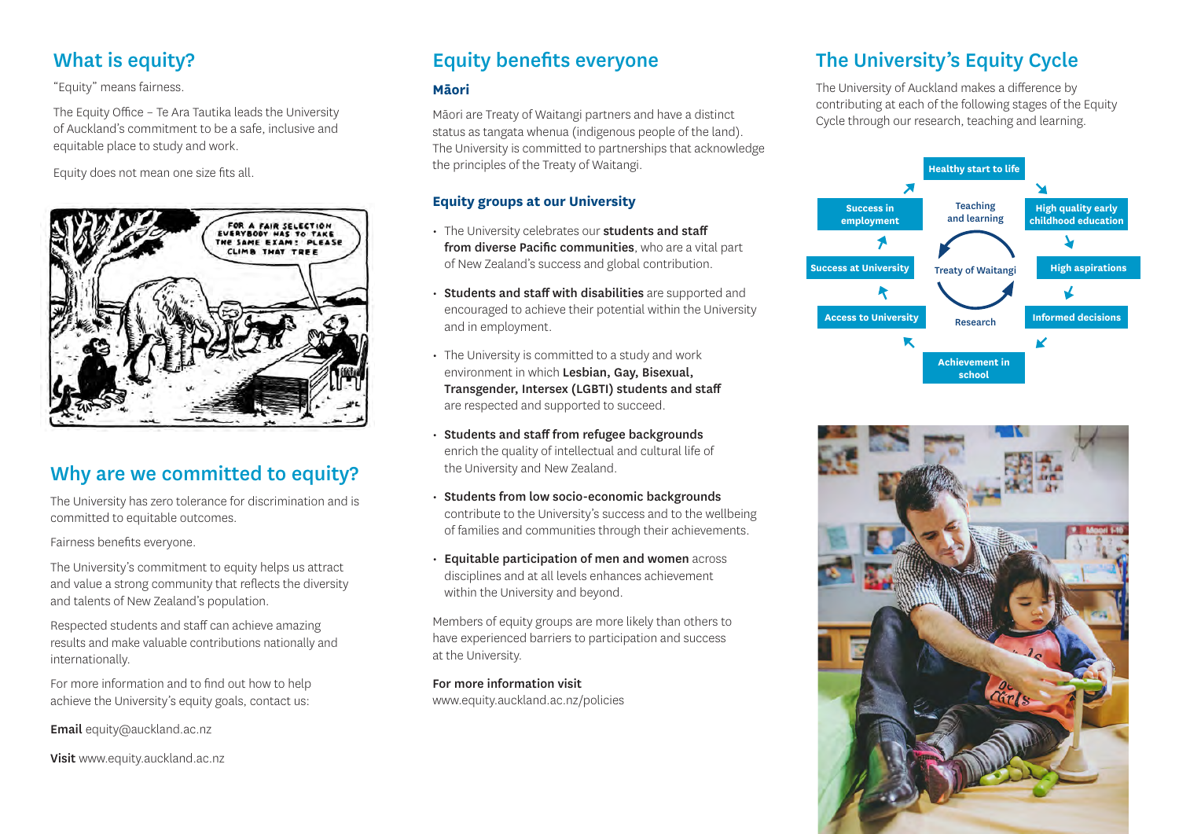## What is equity?

"Equity" means fairness.

The Equity Office – Te Ara Tautika leads the University of Auckland's commitment to be a safe, inclusive and equitable place to study and work.

Equity does not mean one size fits all.

## Why are we committed to equity?

The University has zero tolerance for discrimination and is committed to equitable outcomes.

Fairness benefits everyone.

The University's commitment to equity helps us attract and value a strong community that reflects the diversity and talents of New Zealand's population.

Respected students and staff can achieve amazing results and make valuable contributions nationally and internationally.

For more information and to find out how to help achieve the University's equity goals, contact us:

**Email** equity@auckland.ac.nz

**Visit** www.equity.auckland.ac.nz

## Equity benefits everyone

### Māori

Māori are Treaty of Waitangi partners and have a distinct status as tangata whenua (indigenous people of the land). The University is committed to partnerships that acknowledge the principles of the Treaty of Waitangi.

### Equity groups at our University

- The University celebrates our **students and staff from diverse Pacific communities**, who are a vital part of New Zealand's success and global contribution.
- **Students and staff with disabilities** are supported and encouraged to achieve their potential within the University and in employment.
- The University is committed to a study and work environment in which **Lesbian, Gay, Bisexual, Transgender, Intersex (LGBTI) students and staff** are respected and supported to succeed.
- **Students and staff from refugee backgrounds** enrich the quality of intellectual and cultural life of the University and New Zealand.
- **Students from low socio-economic backgrounds** contribute to the University's success and to the wellbeing of families and communities through their achievements.
- **Equitable participation of men and women** across disciplines and at all levels enhances achievement within the University and beyond.

Members of equity groups are more likely than others to have experienced barriers to participation and success at the University.

**For more information visit**
www.equity.auckland.ac.nz/policies

## The University's Equity Cycle

The University of Auckland makes a difference by contributing at each of the following stages of the Equity Cycle through our research, teaching and learning.

Healthy start to life
High quality early childhood education
High aspirations
Informed decisions
Achievement in school
Access to University
Success at University
Success in employment

Teaching and learning
Treaty of Waitangi
Research